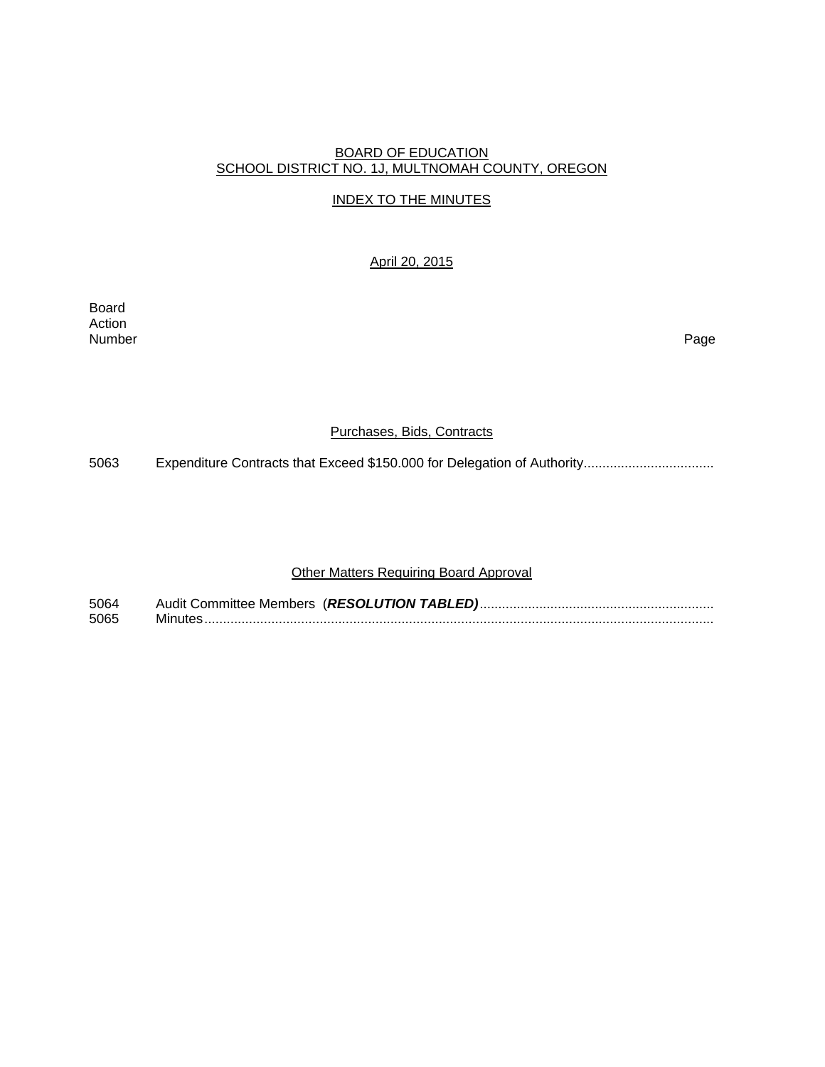# BOARD OF EDUCATION
## SCHOOL DISTRICT NO. 1J, MULTNOMAH COUNTY, OREGON

### INDEX TO THE MINUTES

April 20, 2015

| Board Action Number | | Page |
|---|---|---|

### Purchases, Bids, Contracts

| | | |
|---|---|---|
| 5063 | Expenditure Contracts that Exceed $150.000 for Delegation of Authority.................................. | |

### Other Matters Requiring Board Approval

| | | |
|---|---|---|
| 5064 | Audit Committee Members (***RESOLUTION TABLED)***.............................................................. | |
| 5065 | Minutes........................................................................................................................ | |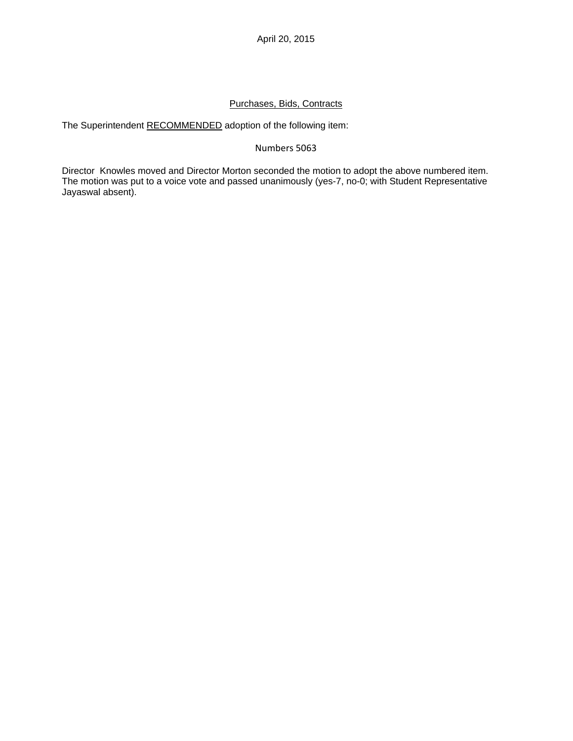April 20, 2015

Purchases, Bids, Contracts

The Superintendent RECOMMENDED adoption of the following item:

Numbers 5063

Director Knowles moved and Director Morton seconded the motion to adopt the above numbered item. The motion was put to a voice vote and passed unanimously (yes-7, no-0; with Student Representative Jayaswal absent).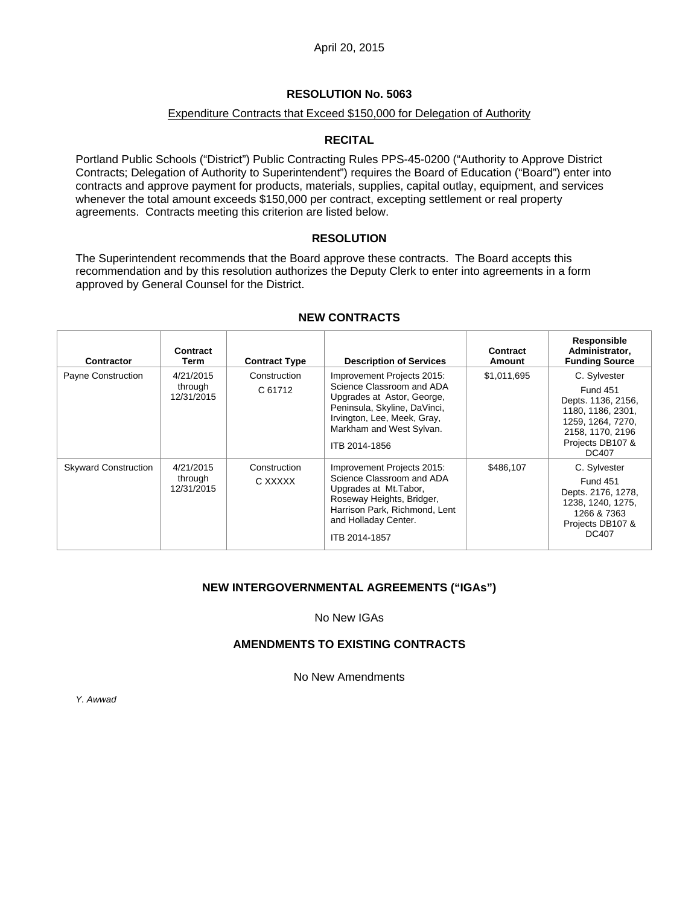April 20, 2015

## RESOLUTION No. 5063

Expenditure Contracts that Exceed $150,000 for Delegation of Authority

### RECITAL

Portland Public Schools ("District") Public Contracting Rules PPS-45-0200 ("Authority to Approve District Contracts; Delegation of Authority to Superintendent") requires the Board of Education ("Board") enter into contracts and approve payment for products, materials, supplies, capital outlay, equipment, and services whenever the total amount exceeds $150,000 per contract, excepting settlement or real property agreements. Contracts meeting this criterion are listed below.

### RESOLUTION

The Superintendent recommends that the Board approve these contracts. The Board accepts this recommendation and by this resolution authorizes the Deputy Clerk to enter into agreements in a form approved by General Counsel for the District.

### NEW CONTRACTS

| Contractor | Contract Term | Contract Type | Description of Services | Contract Amount | Responsible Administrator, Funding Source |
|---|---|---|---|---|---|
| Payne Construction | 4/21/2015 through 12/31/2015 | Construction C 61712 | Improvement Projects 2015: Science Classroom and ADA Upgrades at Astor, George, Peninsula, Skyline, DaVinci, Irvington, Lee, Meek, Gray, Markham and West Sylvan. ITB 2014-1856 | $1,011,695 | C. Sylvester Fund 451 Depts. 1136, 2156, 1180, 1186, 2301, 1259, 1264, 7270, 2158, 1170, 2196 Projects DB107 & DC407 |
| Skyward Construction | 4/21/2015 through 12/31/2015 | Construction C XXXXX | Improvement Projects 2015: Science Classroom and ADA Upgrades at Mt.Tabor, Roseway Heights, Bridger, Harrison Park, Richmond, Lent and Holladay Center. ITB 2014-1857 | $486,107 | C. Sylvester Fund 451 Depts. 2176, 1278, 1238, 1240, 1275, 1266 & 7363 Projects DB107 & DC407 |

### NEW INTERGOVERNMENTAL AGREEMENTS ("IGAs")

No New IGAs

### AMENDMENTS TO EXISTING CONTRACTS

No New Amendments

*Y. Awwad*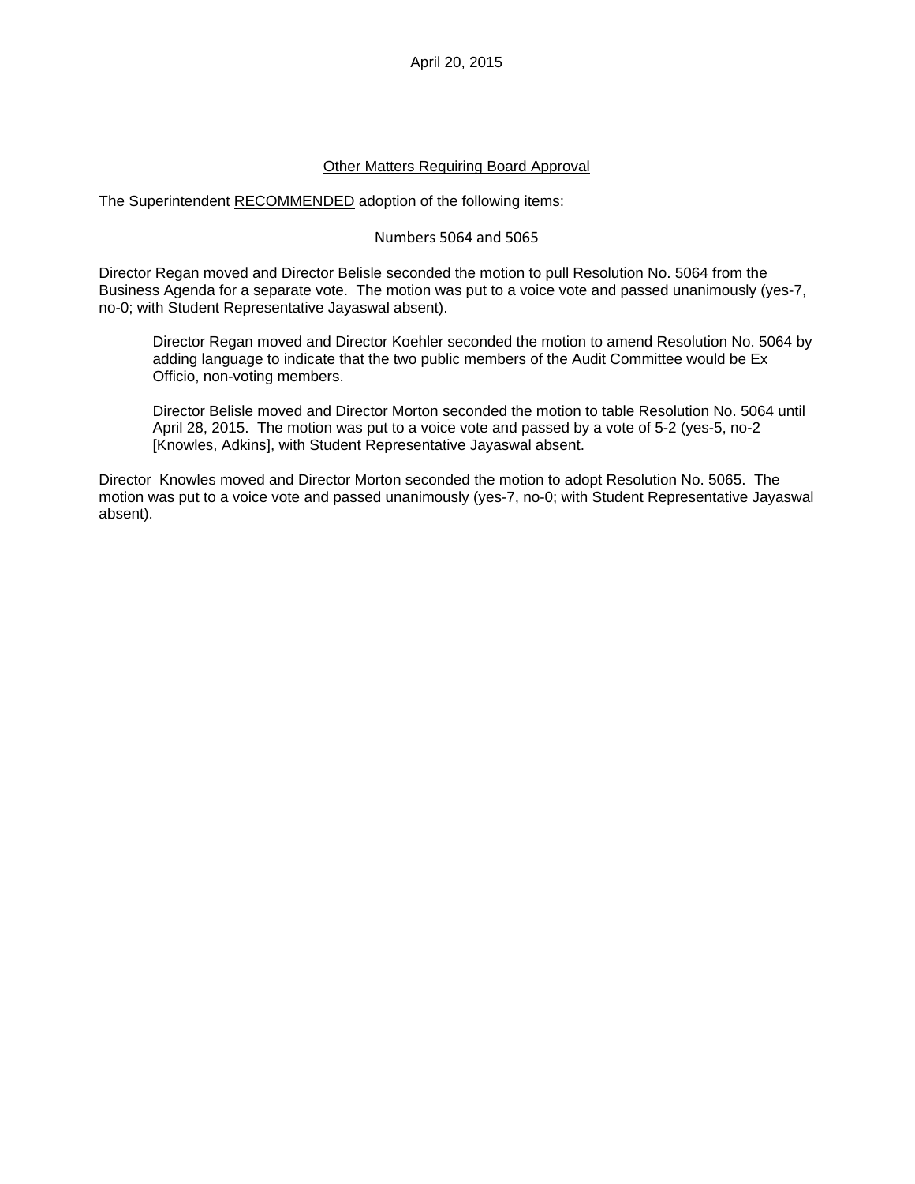April 20, 2015

## Other Matters Requiring Board Approval

The Superintendent RECOMMENDED adoption of the following items:

Numbers 5064 and 5065

Director Regan moved and Director Belisle seconded the motion to pull Resolution No. 5064 from the Business Agenda for a separate vote. The motion was put to a voice vote and passed unanimously (yes-7, no-0; with Student Representative Jayaswal absent).

> Director Regan moved and Director Koehler seconded the motion to amend Resolution No. 5064 by adding language to indicate that the two public members of the Audit Committee would be Ex Officio, non-voting members.
>
> Director Belisle moved and Director Morton seconded the motion to table Resolution No. 5064 until April 28, 2015. The motion was put to a voice vote and passed by a vote of 5-2 (yes-5, no-2 [Knowles, Adkins], with Student Representative Jayaswal absent.

Director Knowles moved and Director Morton seconded the motion to adopt Resolution No. 5065. The motion was put to a voice vote and passed unanimously (yes-7, no-0; with Student Representative Jayaswal absent).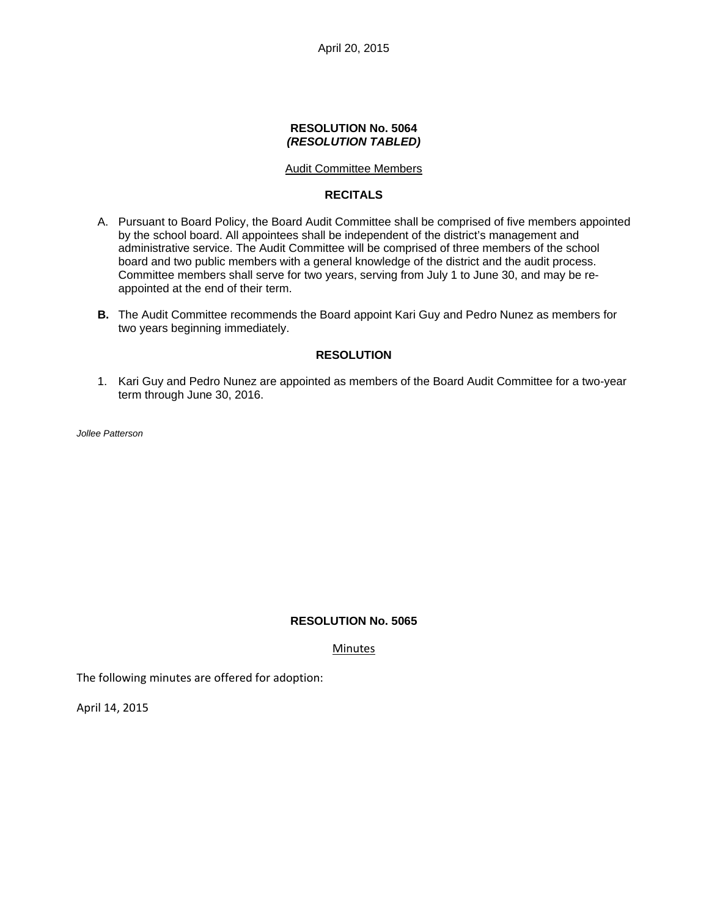April 20, 2015

**RESOLUTION No. 5064**
***(RESOLUTION TABLED)***

Audit Committee Members

**RECITALS**

A. Pursuant to Board Policy, the Board Audit Committee shall be comprised of five members appointed by the school board. All appointees shall be independent of the district's management and administrative service. The Audit Committee will be comprised of three members of the school board and two public members with a general knowledge of the district and the audit process. Committee members shall serve for two years, serving from July 1 to June 30, and may be re-appointed at the end of their term.

**B.** The Audit Committee recommends the Board appoint Kari Guy and Pedro Nunez as members for two years beginning immediately.

**RESOLUTION**

1. Kari Guy and Pedro Nunez are appointed as members of the Board Audit Committee for a two-year term through June 30, 2016.

*Jollee Patterson*

**RESOLUTION No. 5065**

Minutes

The following minutes are offered for adoption:

April 14, 2015